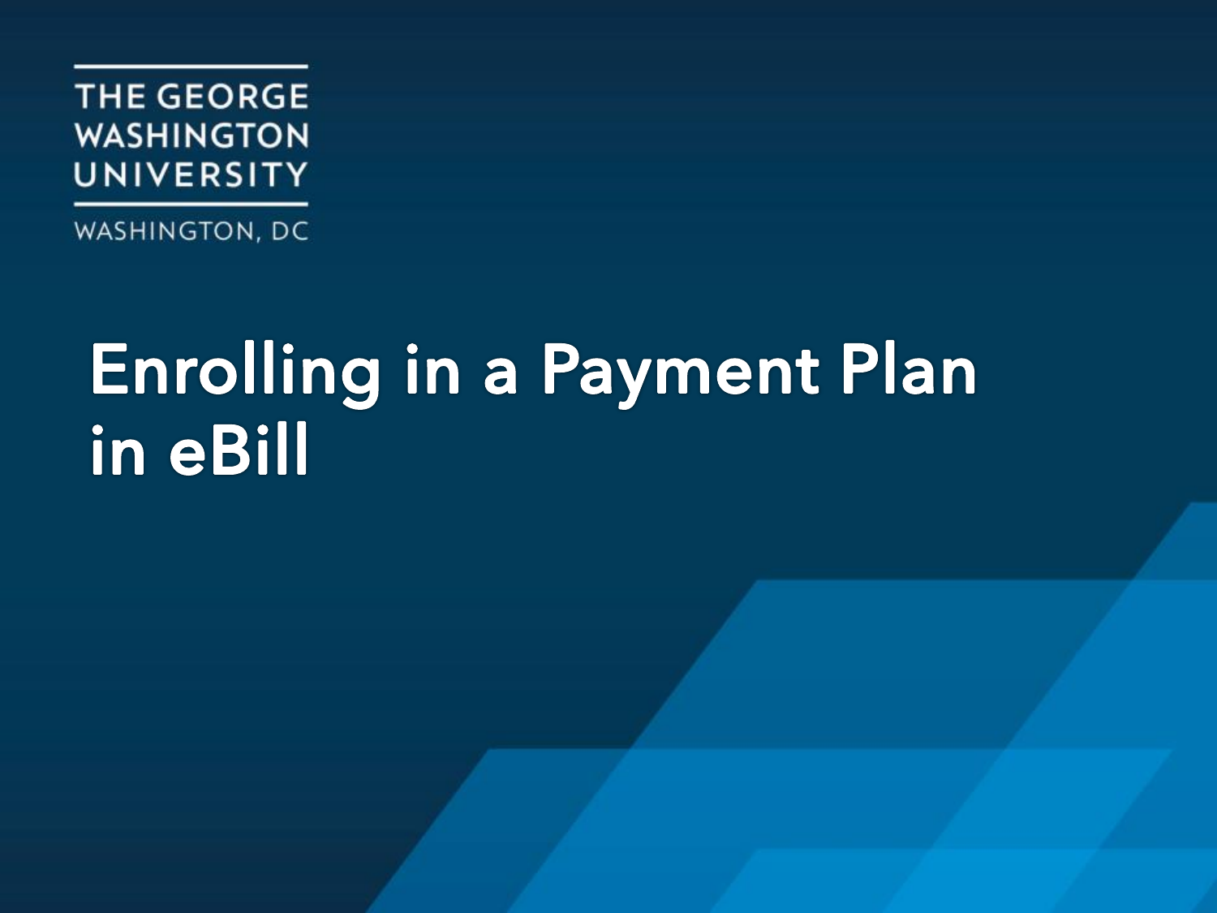THE GEORGE WASHINGTON UNIVERSITY

WASHINGTON, DC

# Enrolling in a Payment Plan in eBill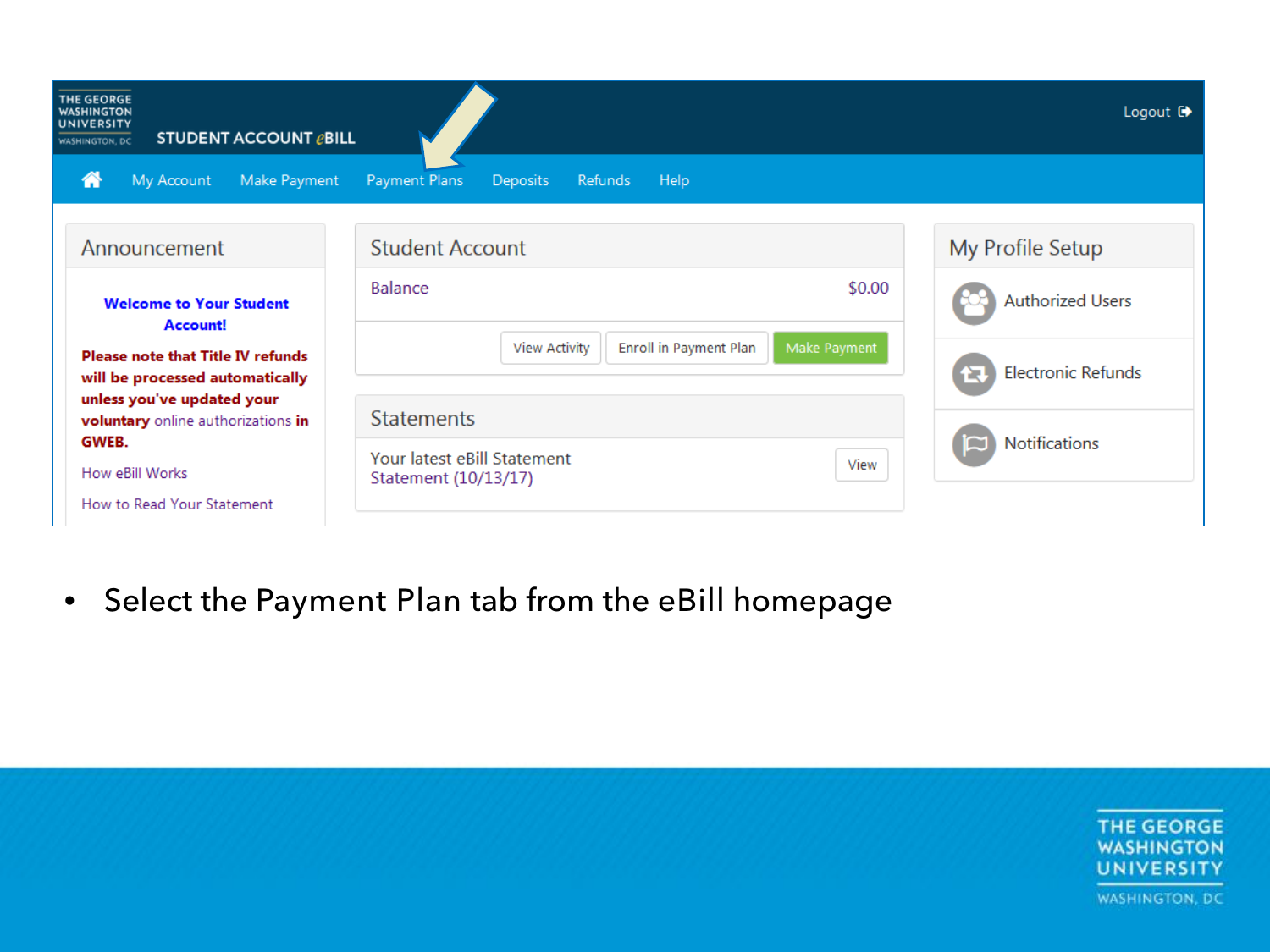THE GEORGE WASHINGTON UNIVERSITY WASHINGTON, DC

STUDENT ACCOUNT eBILL

Logout

My Account | Make Payment | Payment Plans | Deposits | Refunds | Help

## Announcement

**Welcome to Your Student Account!**

**Please note that Title IV refunds will be processed automatically unless you've updated your voluntary** online authorizations **in GWEB.**

How eBill Works

How to Read Your Statement

## Student Account

Balance $0.00

View Activity | Enroll in Payment Plan | Make Payment

## Statements

Your latest eBill Statement

Statement (10/13/17)

View

## My Profile Setup

Authorized Users

Electronic Refunds

Notifications

- Select the Payment Plan tab from the eBill homepage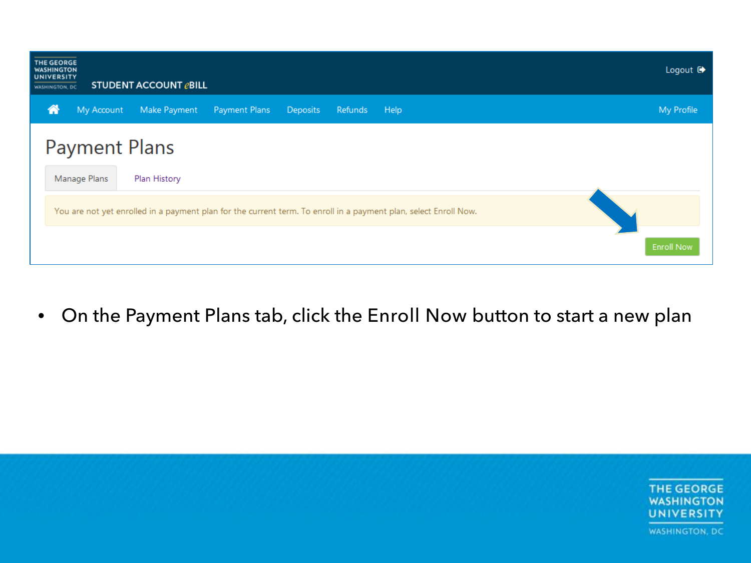- On the Payment Plans tab, click the Enroll Now button to start a new plan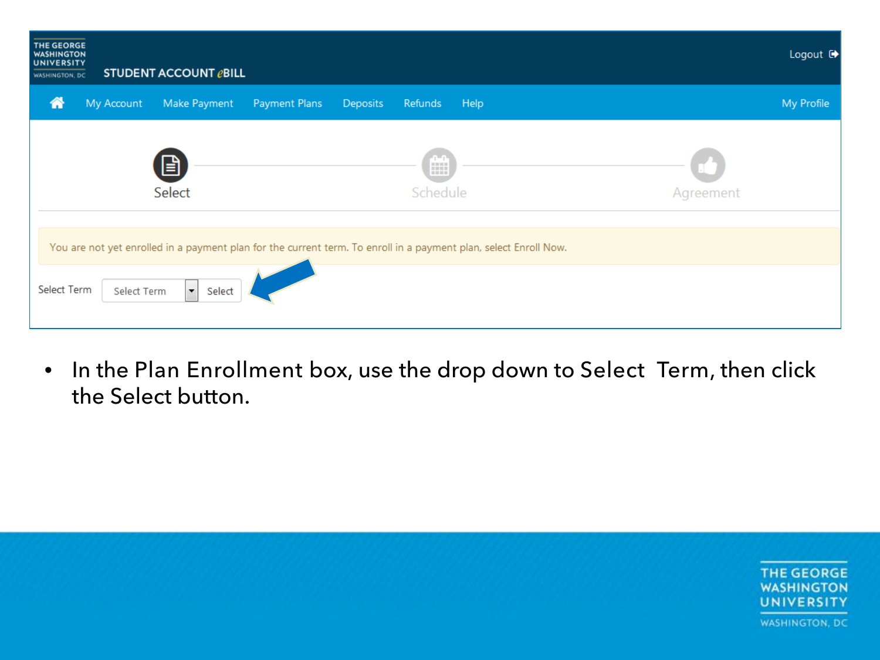THE GEORGE WASHINGTON UNIVERSITY
WASHINGTON, DC

STUDENT ACCOUNT eBILL

Logout

My Account | Make Payment | Payment Plans | Deposits | Refunds | Help | My Profile

Select — Schedule — Agreement

You are not yet enrolled in a payment plan for the current term. To enroll in a payment plan, select Enroll Now.

Select Term [Select Term] [Select]

- In the Plan Enrollment box, use the drop down to Select Term, then click the Select button.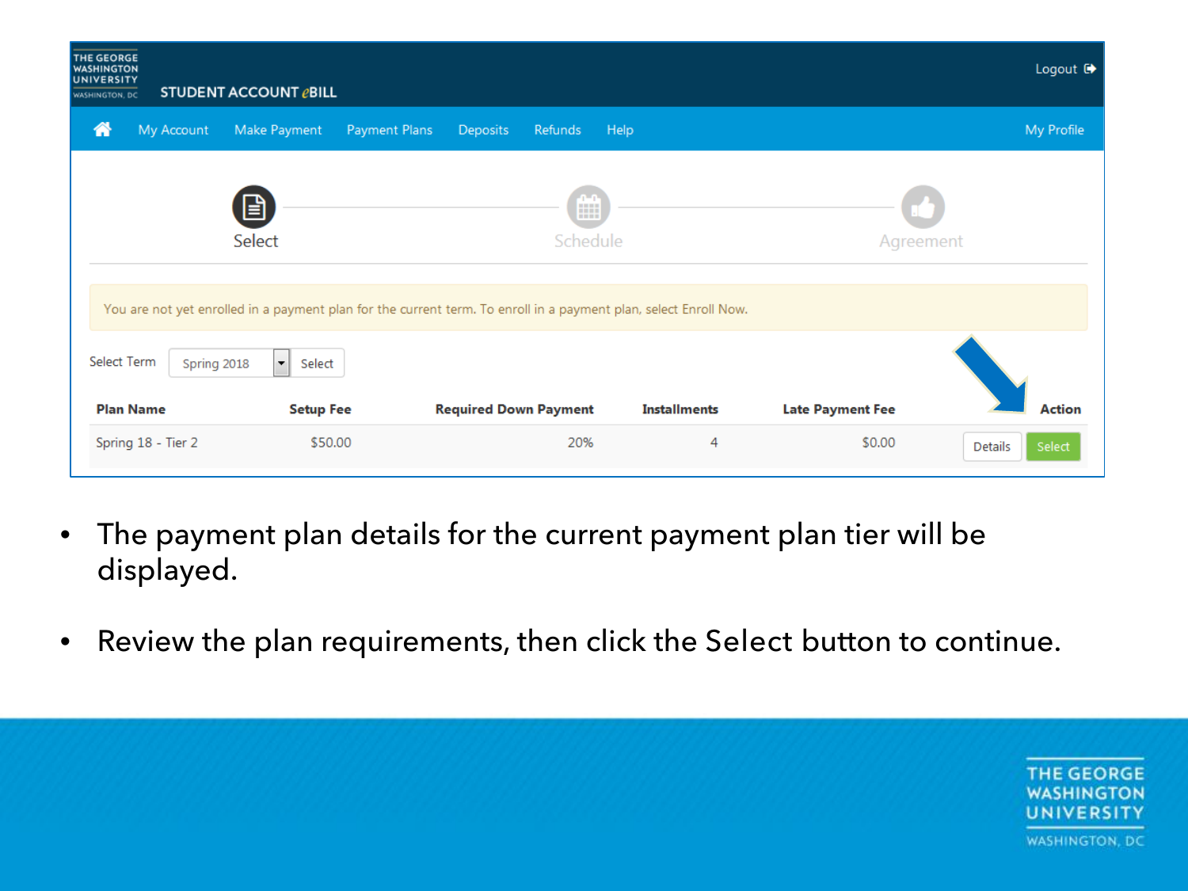THE GEORGE WASHINGTON UNIVERSITY WASHINGTON, DC

STUDENT ACCOUNT eBILL

Logout

My Account | Make Payment | Payment Plans | Deposits | Refunds | Help | My Profile

Select — Schedule — Agreement

You are not yet enrolled in a payment plan for the current term. To enroll in a payment plan, select Enroll Now.

Select Term: Spring 2018 | Select

| Plan Name | Setup Fee | Required Down Payment | Installments | Late Payment Fee | Action |
| --- | --- | --- | --- | --- | --- |
| Spring 18 - Tier 2 | $50.00 | 20% | 4 | $0.00 | Details / Select |

- The payment plan details for the current payment plan tier will be displayed.
- Review the plan requirements, then click the Select button to continue.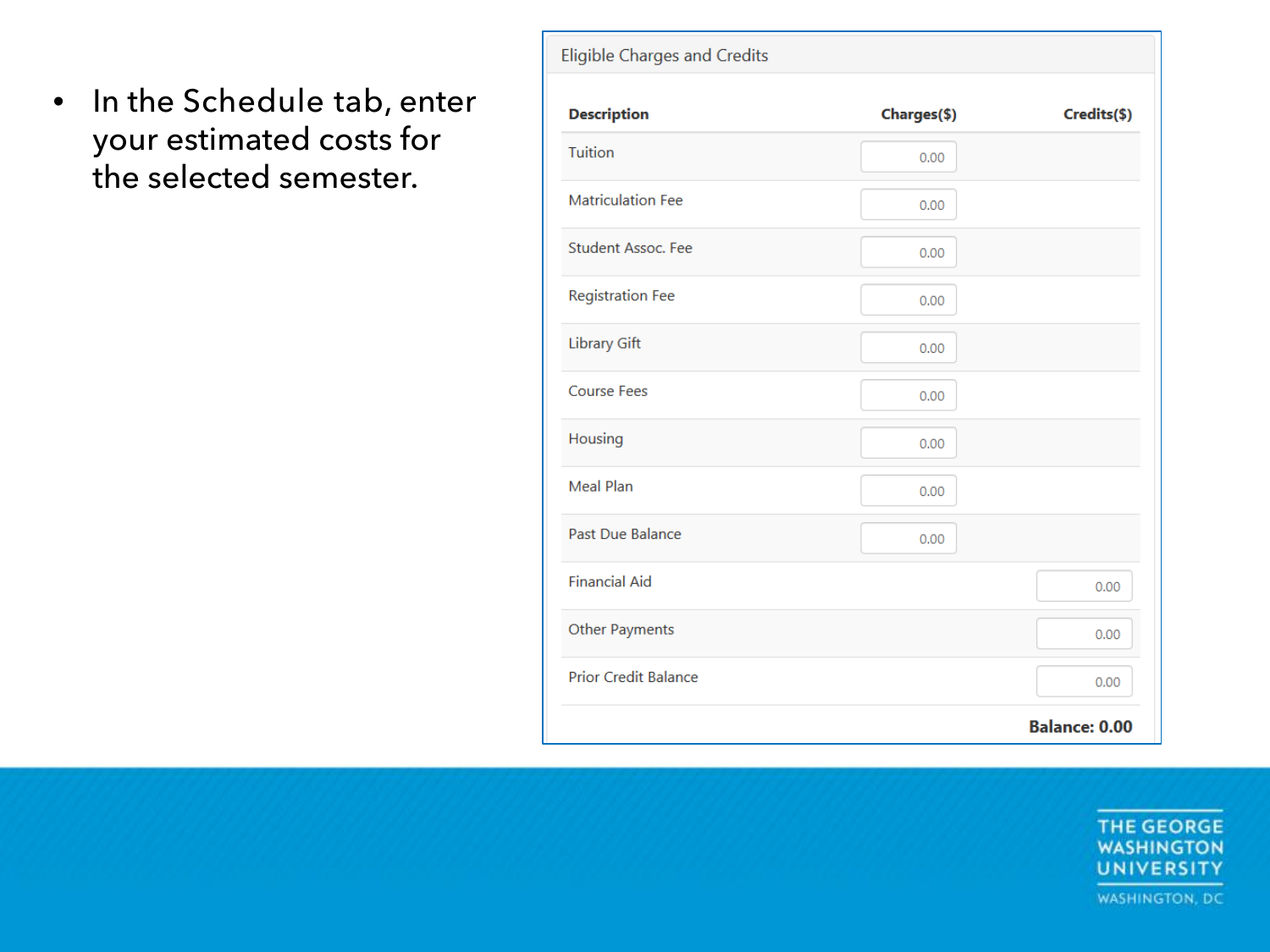- In the Schedule tab, enter your estimated costs for the selected semester.

**Eligible Charges and Credits**

| Description | Charges($) | Credits($) |
| --- | --- | --- |
| Tuition | 0.00 | |
| Matriculation Fee | 0.00 | |
| Student Assoc. Fee | 0.00 | |
| Registration Fee | 0.00 | |
| Library Gift | 0.00 | |
| Course Fees | 0.00 | |
| Housing | 0.00 | |
| Meal Plan | 0.00 | |
| Past Due Balance | 0.00 | |
| Financial Aid | | 0.00 |
| Other Payments | | 0.00 |
| Prior Credit Balance | | 0.00 |
| | | **Balance: 0.00** |

THE GEORGE WASHINGTON UNIVERSITY

WASHINGTON, DC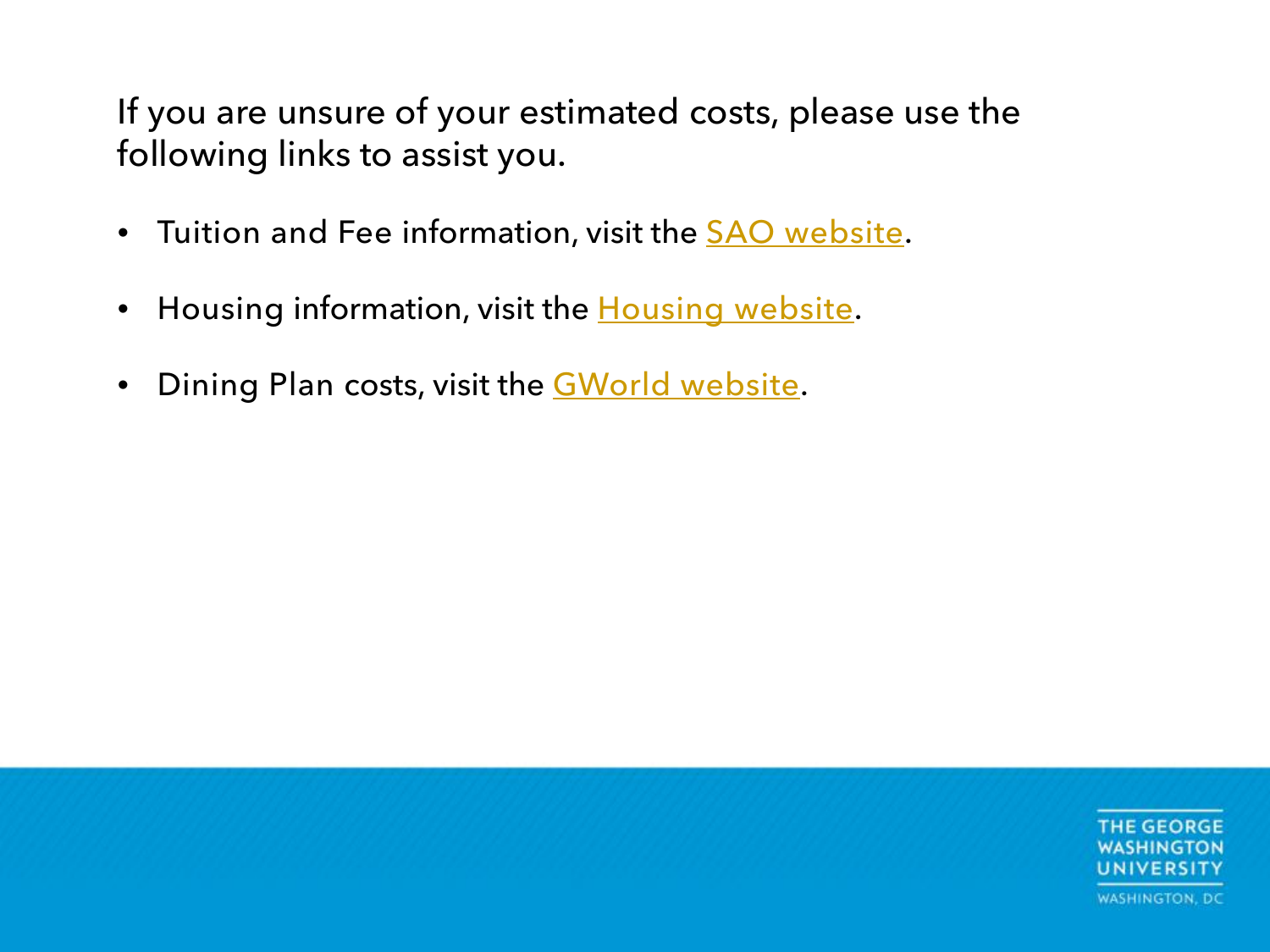If you are unsure of your estimated costs, please use the following links to assist you.

- Tuition and Fee information, visit the SAO website.
- Housing information, visit the Housing website.
- Dining Plan costs, visit the GWorld website.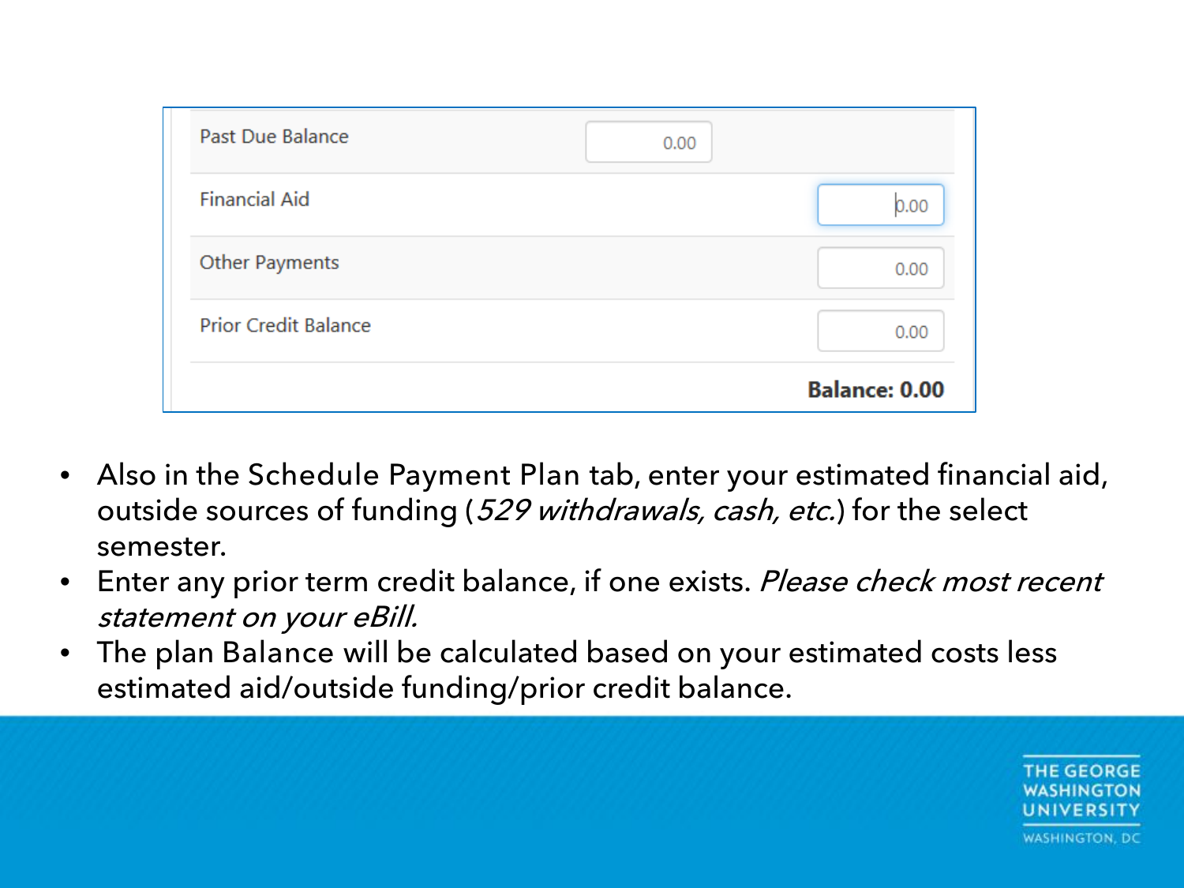| | | |
|---|---|---|
| Past Due Balance | 0.00 | |
| Financial Aid | | 0.00 |
| Other Payments | | 0.00 |
| Prior Credit Balance | | 0.00 |
| | | **Balance: 0.00** |

- Also in the Schedule Payment Plan tab, enter your estimated financial aid, outside sources of funding (*529 withdrawals, cash, etc.*) for the select semester.
- Enter any prior term credit balance, if one exists. *Please check most recent statement on your eBill.*
- The plan Balance will be calculated based on your estimated costs less estimated aid/outside funding/prior credit balance.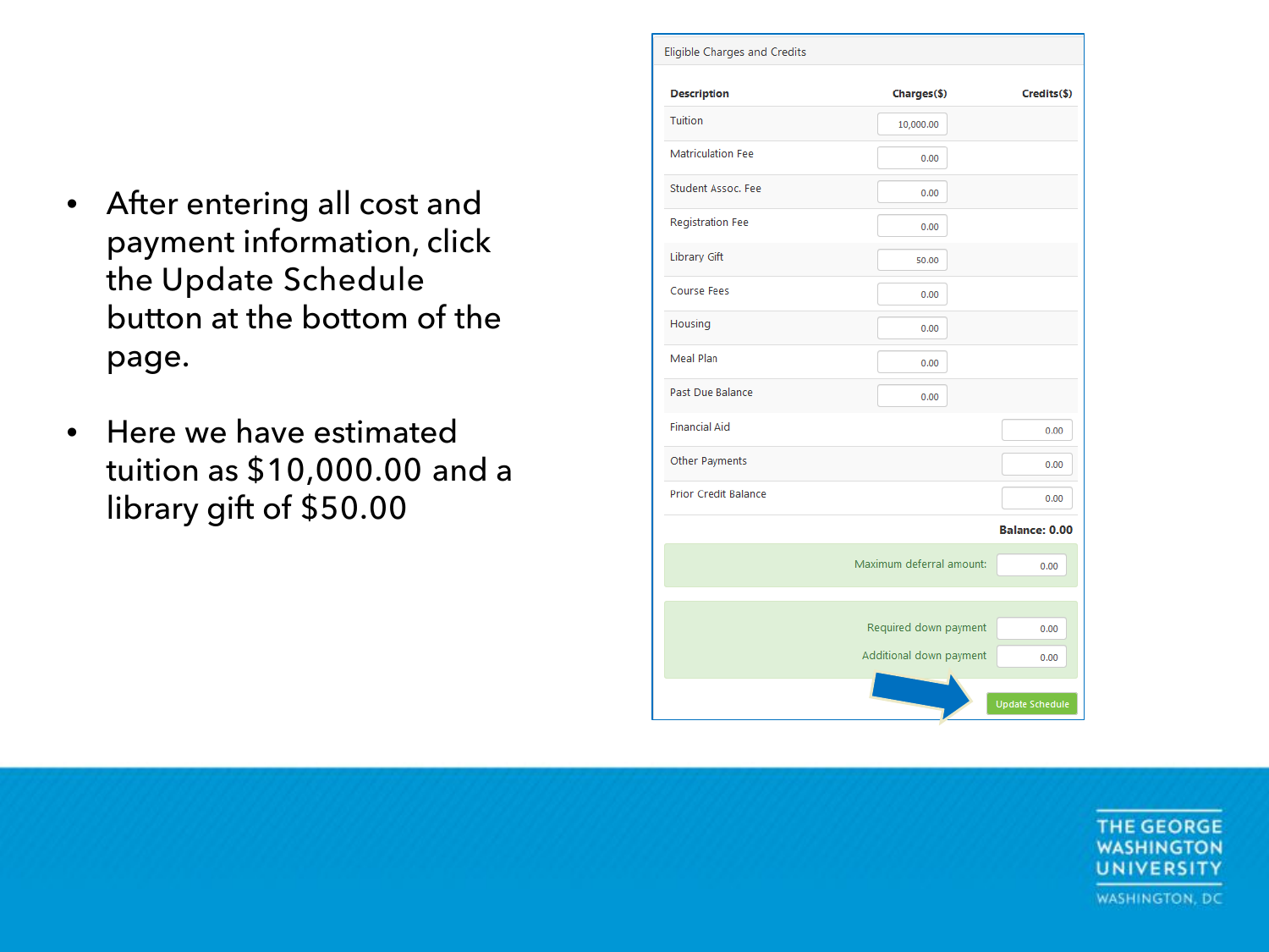- After entering all cost and payment information, click the Update Schedule button at the bottom of the page.
- Here we have estimated tuition as $10,000.00 and a library gift of $50.00

**Eligible Charges and Credits**

| Description | Charges($) | Credits($) |
|---|---|---|
| Tuition | 10,000.00 | |
| Matriculation Fee | 0.00 | |
| Student Assoc. Fee | 0.00 | |
| Registration Fee | 0.00 | |
| Library Gift | 50.00 | |
| Course Fees | 0.00 | |
| Housing | 0.00 | |
| Meal Plan | 0.00 | |
| Past Due Balance | 0.00 | |
| Financial Aid | | 0.00 |
| Other Payments | | 0.00 |
| Prior Credit Balance | | 0.00 |

**Balance: 0.00**

Maximum deferral amount: 0.00

Required down payment 0.00

Additional down payment 0.00

Update Schedule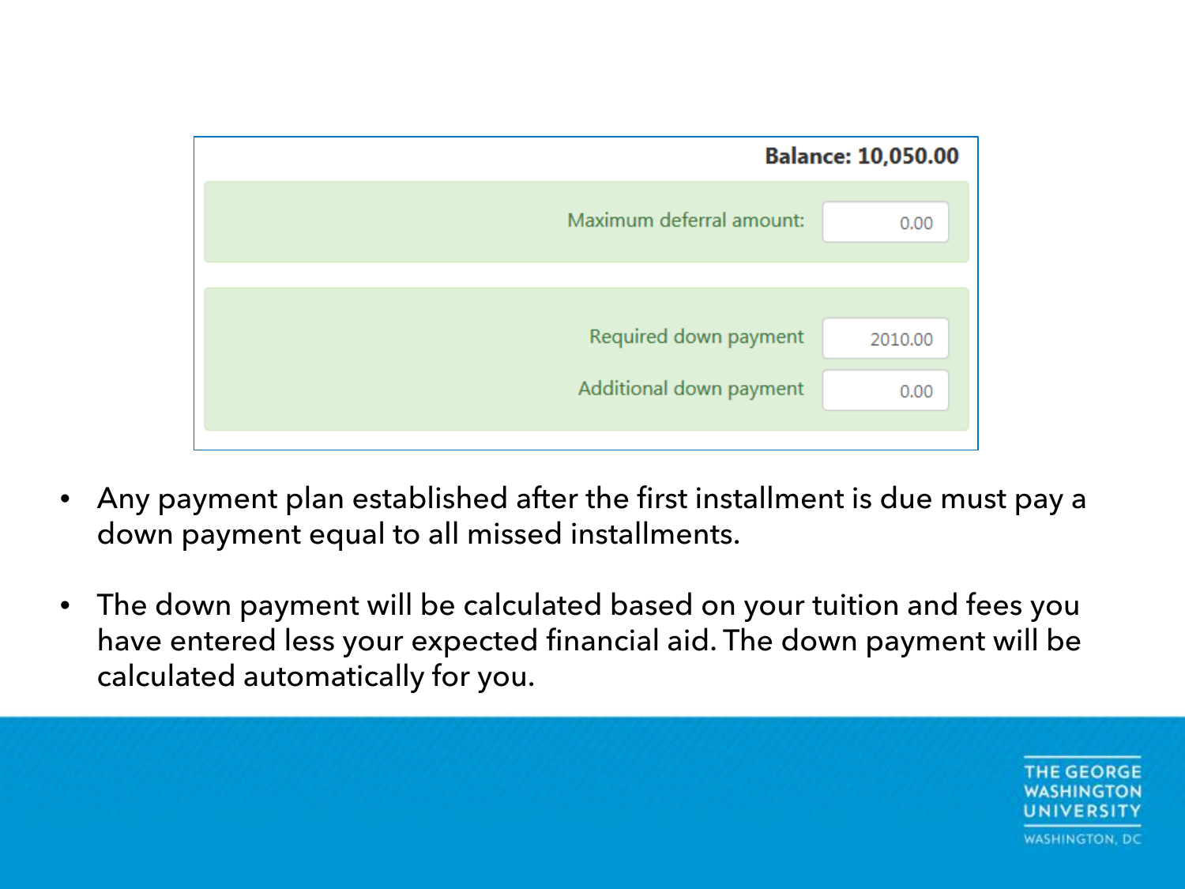**Balance: 10,050.00**

| | |
|---|---|
| Maximum deferral amount: | 0.00 |
| Required down payment | 2010.00 |
| Additional down payment | 0.00 |

- Any payment plan established after the first installment is due must pay a down payment equal to all missed installments.
- The down payment will be calculated based on your tuition and fees you have entered less your expected financial aid. The down payment will be calculated automatically for you.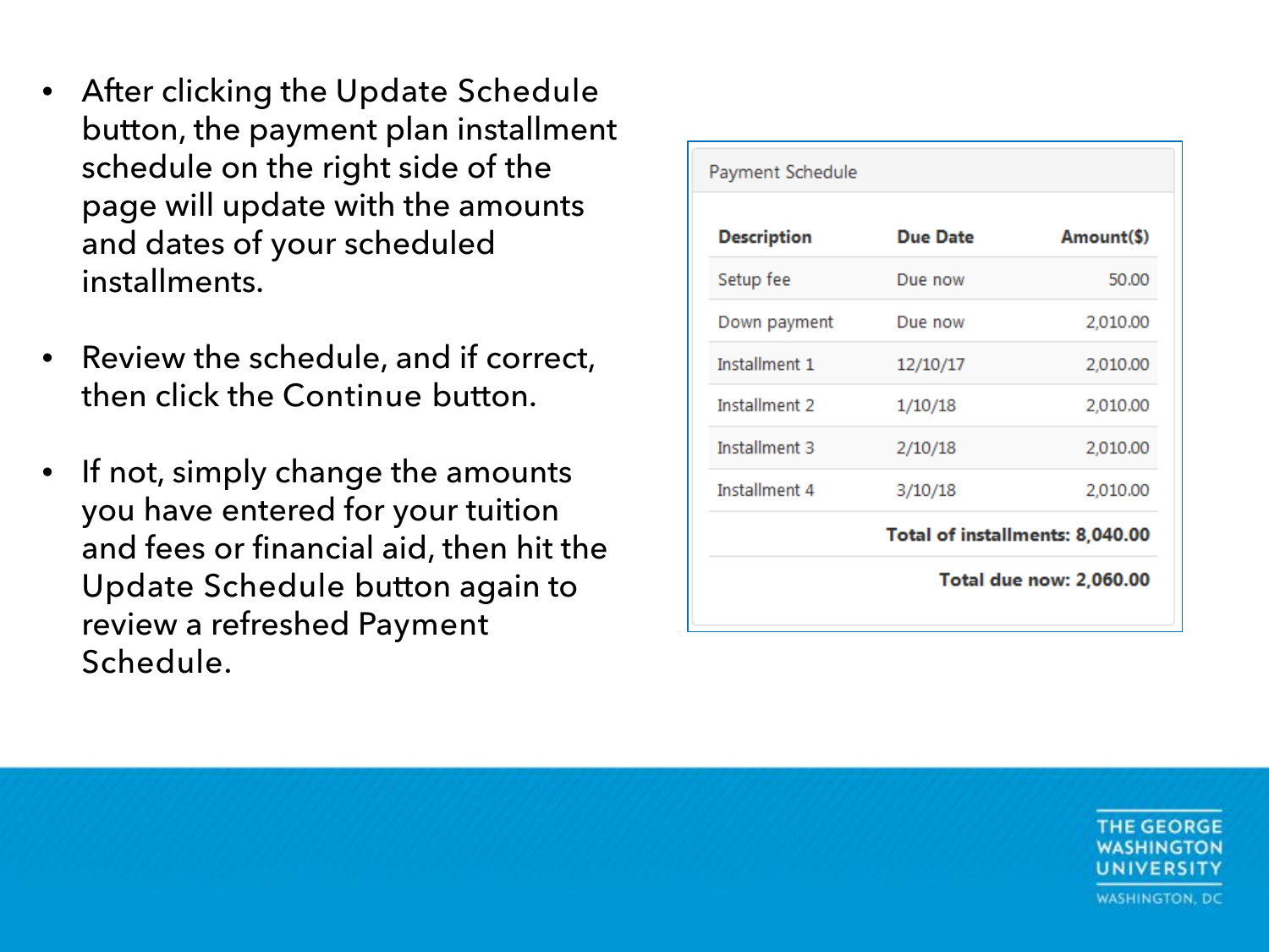- After clicking the Update Schedule button, the payment plan installment schedule on the right side of the page will update with the amounts and dates of your scheduled installments.

- Review the schedule, and if correct, then click the Continue button.

- If not, simply change the amounts you have entered for your tuition and fees or financial aid, then hit the Update Schedule button again to review a refreshed Payment Schedule.

Payment Schedule

| Description | Due Date | Amount($) |
|---|---|---|
| Setup fee | Due now | 50.00 |
| Down payment | Due now | 2,010.00 |
| Installment 1 | 12/10/17 | 2,010.00 |
| Installment 2 | 1/10/18 | 2,010.00 |
| Installment 3 | 2/10/18 | 2,010.00 |
| Installment 4 | 3/10/18 | 2,010.00 |
| | | **Total of installments: 8,040.00** |
| | | **Total due now: 2,060.00** |

THE GEORGE WASHINGTON UNIVERSITY

WASHINGTON, DC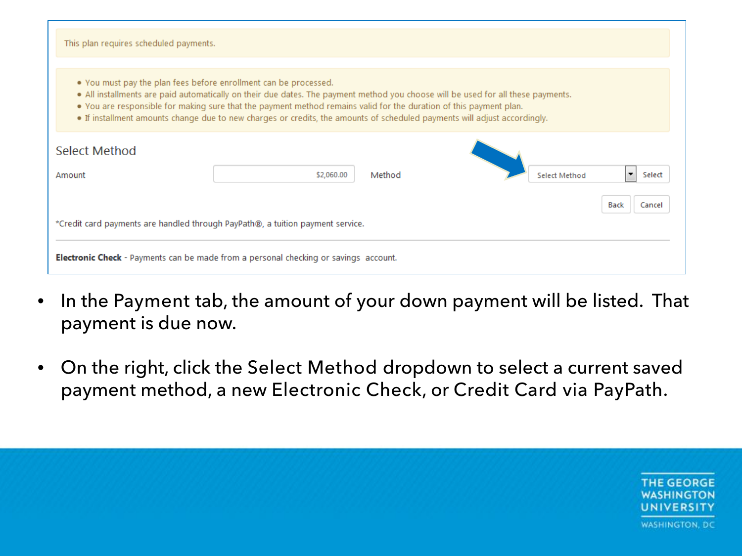This plan requires scheduled payments.

- You must pay the plan fees before enrollment can be processed.
- All installments are paid automatically on their due dates. The payment method you choose will be used for all these payments.
- You are responsible for making sure that the payment method remains valid for the duration of this payment plan.
- If installment amounts change due to new charges or credits, the amounts of scheduled payments will adjust accordingly.

## Select Method

Amount $2,060.00 Method Select Method Select

Back Cancel

*Credit card payments are handled through PayPath®, a tuition payment service.

**Electronic Check** - Payments can be made from a personal checking or savings account.

- In the Payment tab, the amount of your down payment will be listed. That payment is due now.
- On the right, click the Select Method dropdown to select a current saved payment method, a new Electronic Check, or Credit Card via PayPath.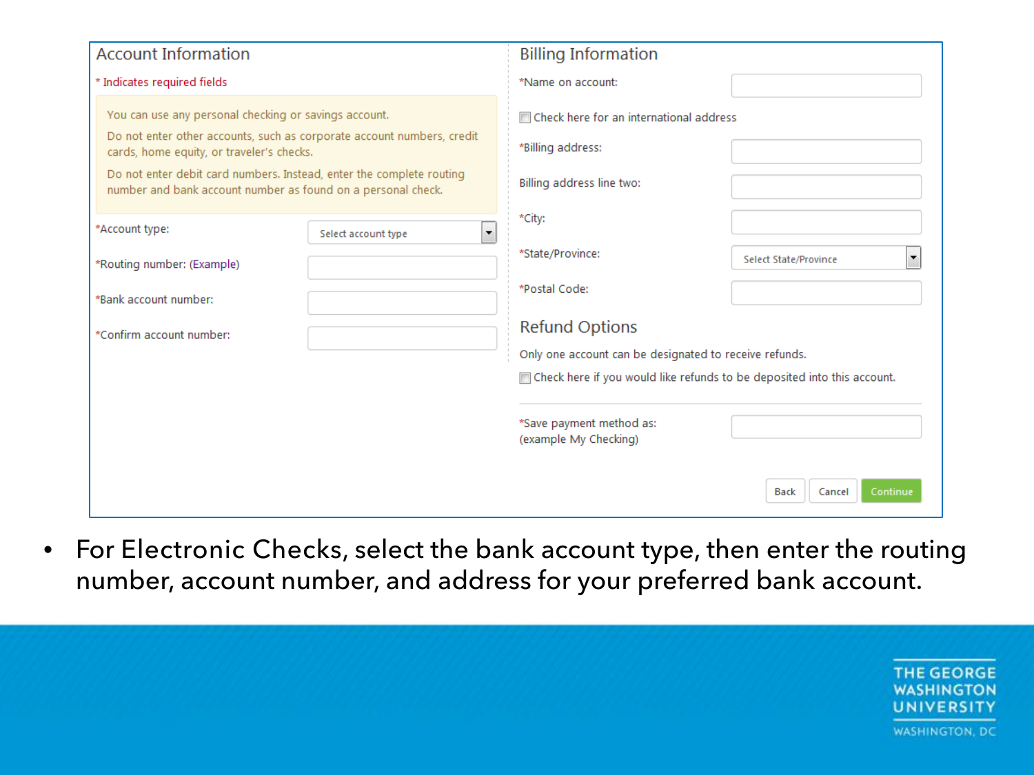## Account Information

\* Indicates required fields

You can use any personal checking or savings account.

Do not enter other accounts, such as corporate account numbers, credit cards, home equity, or traveler's checks.

Do not enter debit card numbers. Instead, enter the complete routing number and bank account number as found on a personal check.

*Account type: Select account type

*Routing number: (Example)

*Bank account number:

*Confirm account number:

## Billing Information

*Name on account:

Check here for an international address

*Billing address:

Billing address line two:

*City:

*State/Province: Select State/Province

*Postal Code:

## Refund Options

Only one account can be designated to receive refunds.

Check here if you would like refunds to be deposited into this account.

*Save payment method as:
(example My Checking)

Back | Cancel | Continue

- For Electronic Checks, select the bank account type, then enter the routing number, account number, and address for your preferred bank account.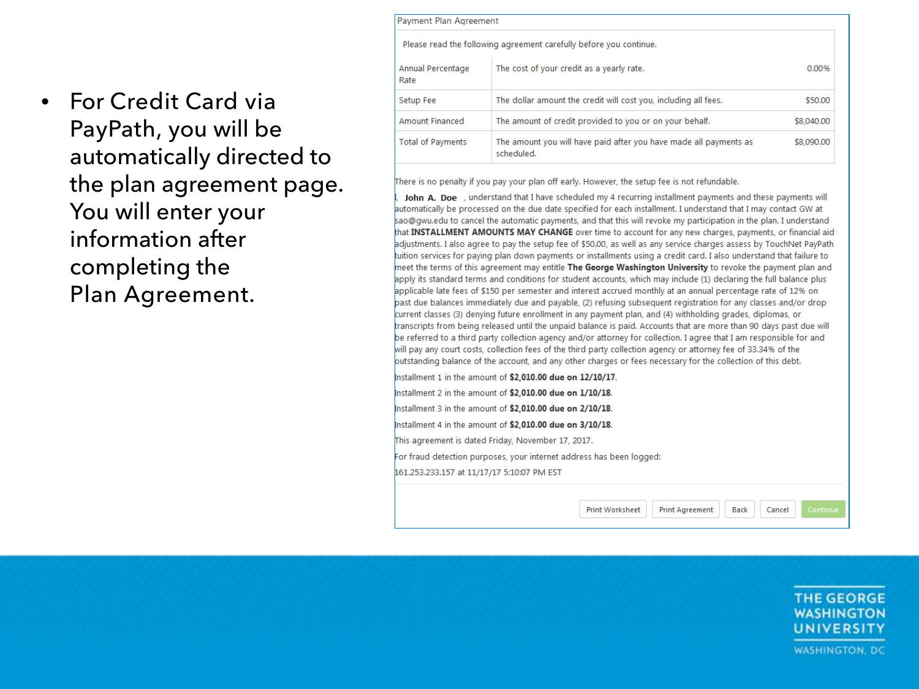- For Credit Card via PayPath, you will be automatically directed to the plan agreement page. You will enter your information after completing the Plan Agreement.

Payment Plan Agreement

Please read the following agreement carefully before you continue.

| | | |
|---|---|---|
| Annual Percentage Rate | The cost of your credit as a yearly rate. | 0.00% |
| Setup Fee | The dollar amount the credit will cost you, including all fees. | $50.00 |
| Amount Financed | The amount of credit provided to you or on your behalf. | $8,040.00 |
| Total of Payments | The amount you will have paid after you have made all payments as scheduled. | $8,090.00 |

There is no penalty if you pay your plan off early. However, the setup fee is not refundable.

I, **John A. Doe** , understand that I have scheduled my 4 recurring installment payments and these payments will automatically be processed on the due date specified for each installment. I understand that I may contact GW at sao@gwu.edu to cancel the automatic payments, and that this will revoke my participation in the plan. I understand that **INSTALLMENT AMOUNTS MAY CHANGE** over time to account for any new charges, payments, or financial aid adjustments. I also agree to pay the setup fee of $50.00, as well as any service charges assess by TouchNet PayPath tuition services for paying plan down payments or installments using a credit card. I also understand that failure to meet the terms of this agreement may entitle **The George Washington University** to revoke the payment plan and apply its standard terms and conditions for student accounts, which may include (1) declaring the full balance plus applicable late fees of $150 per semester and interest accrued monthly at an annual percentage rate of 12% on past due balances immediately due and payable, (2) refusing subsequent registration for any classes and/or drop current classes (3) denying future enrollment in any payment plan, and (4) withholding grades, diplomas, or transcripts from being released until the unpaid balance is paid. Accounts that are more than 90 days past due will be referred to a third party collection agency and/or attorney for collection. I agree that I am responsible for and will pay any court costs, collection fees of the third party collection agency or attorney fee of 33.34% of the outstanding balance of the account, and any other charges or fees necessary for the collection of this debt.

Installment 1 in the amount of **$2,010.00 due on 12/10/17**.

Installment 2 in the amount of **$2,010.00 due on 1/10/18**.

Installment 3 in the amount of **$2,010.00 due on 2/10/18**.

Installment 4 in the amount of **$2,010.00 due on 3/10/18**.

This agreement is dated Friday, November 17, 2017.

For fraud detection purposes, your internet address has been logged:

161.253.233.157 at 11/17/17 5:10:07 PM EST

Print Worksheet | Print Agreement | Back | Cancel | Continue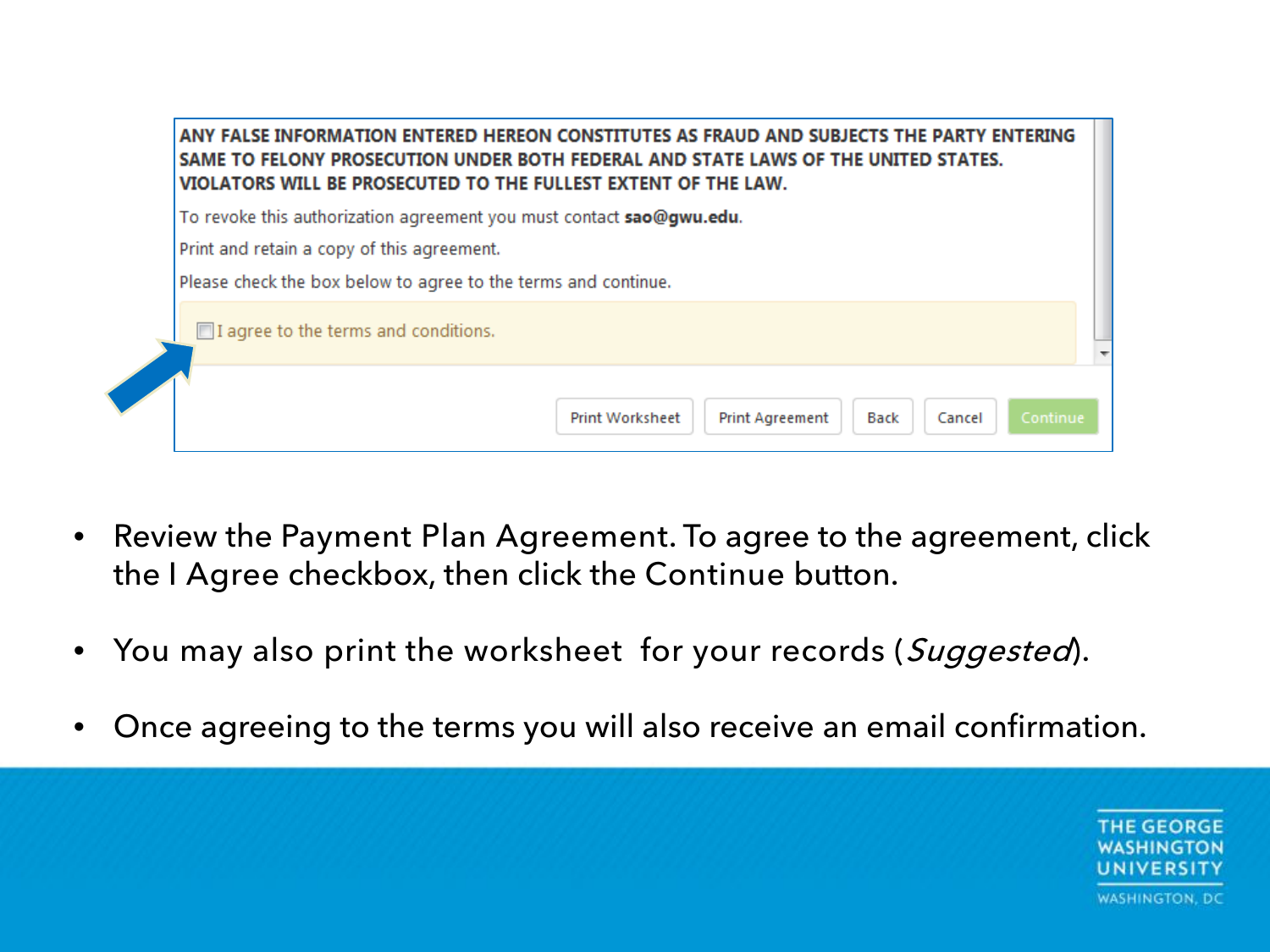ANY FALSE INFORMATION ENTERED HEREON CONSTITUTES AS FRAUD AND SUBJECTS THE PARTY ENTERING SAME TO FELONY PROSECUTION UNDER BOTH FEDERAL AND STATE LAWS OF THE UNITED STATES. VIOLATORS WILL BE PROSECUTED TO THE FULLEST EXTENT OF THE LAW.

To revoke this authorization agreement you must contact **sao@gwu.edu**.

Print and retain a copy of this agreement.

Please check the box below to agree to the terms and continue.

I agree to the terms and conditions.

Print Worksheet | Print Agreement | Back | Cancel | Continue

- Review the Payment Plan Agreement. To agree to the agreement, click the I Agree checkbox, then click the Continue button.
- You may also print the worksheet for your records (*Suggested*).
- Once agreeing to the terms you will also receive an email confirmation.

THE GEORGE WASHINGTON UNIVERSITY
WASHINGTON, DC